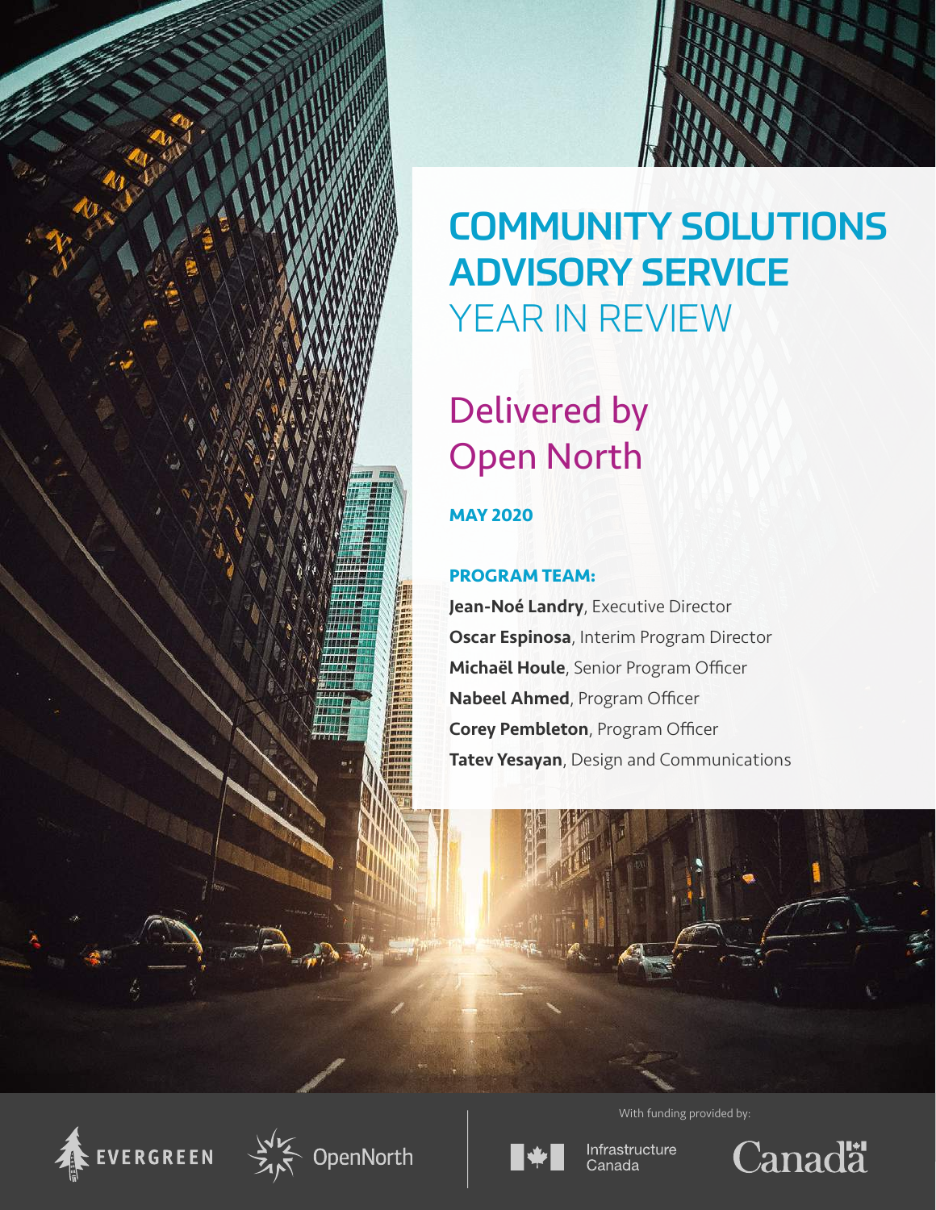# COMMUNITY SOLUTIONS ADVISORY SERVICE YEAR IN REVIEW

## Delivered by Open North

**MAY 2020**

**PROGRAM TEAM:**

**Jean-Noé Landry**, Executive Director
**Oscar Espinosa**, Interim Program Director
**Michaël Houle**, Senior Program Officer
**Nabeel Ahmed**, Program Officer
**Corey Pembleton**, Program Officer
**Tatev Yesayan**, Design and Communications

EVERGREEN

OpenNorth

With funding provided by:

Infrastructure Canada

Canada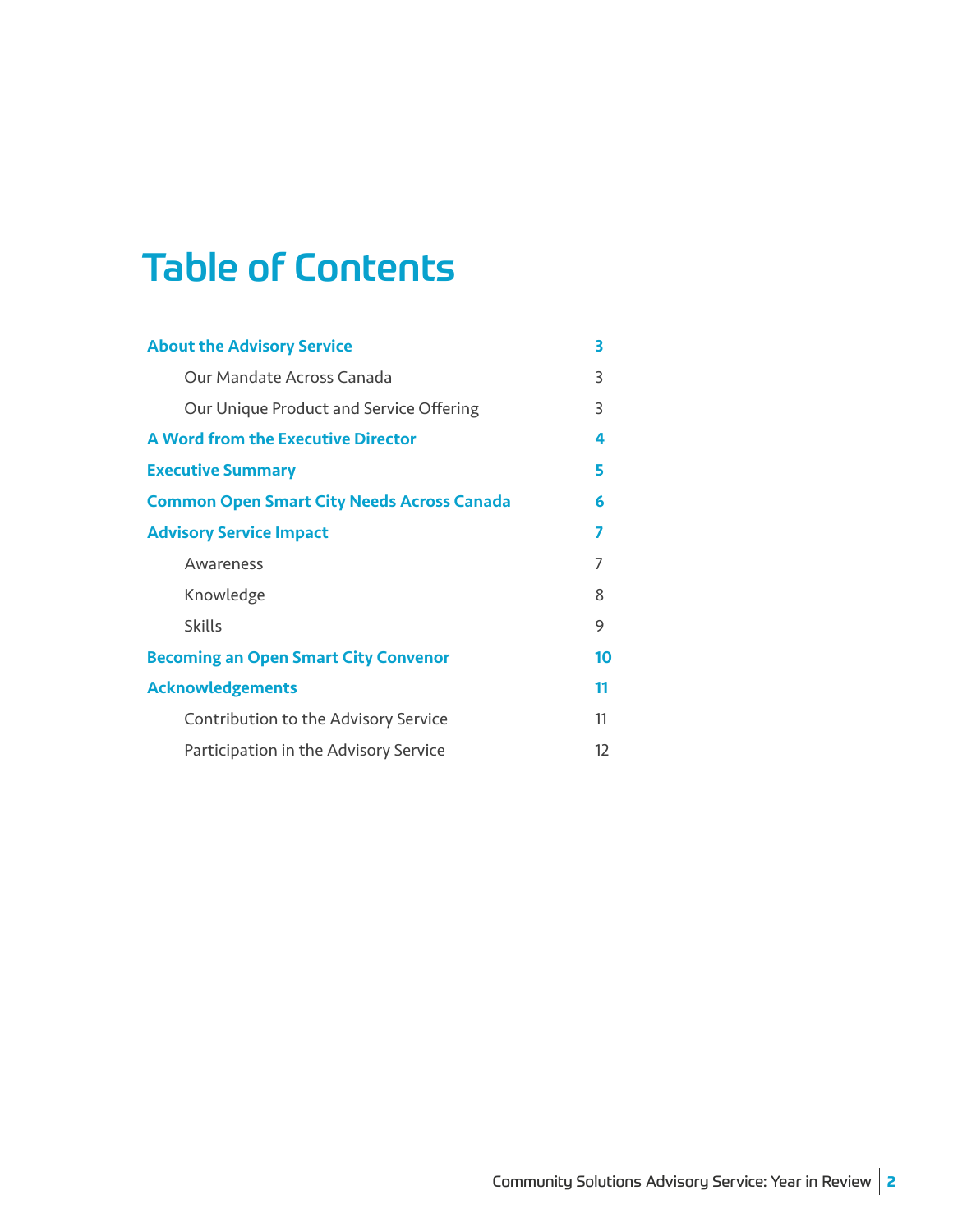# Table of Contents

| | |
|---|---|
| **About the Advisory Service** | **3** |
| Our Mandate Across Canada | 3 |
| Our Unique Product and Service Offering | 3 |
| **A Word from the Executive Director** | **4** |
| **Executive Summary** | **5** |
| **Common Open Smart City Needs Across Canada** | **6** |
| **Advisory Service Impact** | **7** |
| Awareness | 7 |
| Knowledge | 8 |
| Skills | 9 |
| **Becoming an Open Smart City Convenor** | **10** |
| **Acknowledgements** | **11** |
| Contribution to the Advisory Service | 11 |
| Participation in the Advisory Service | 12 |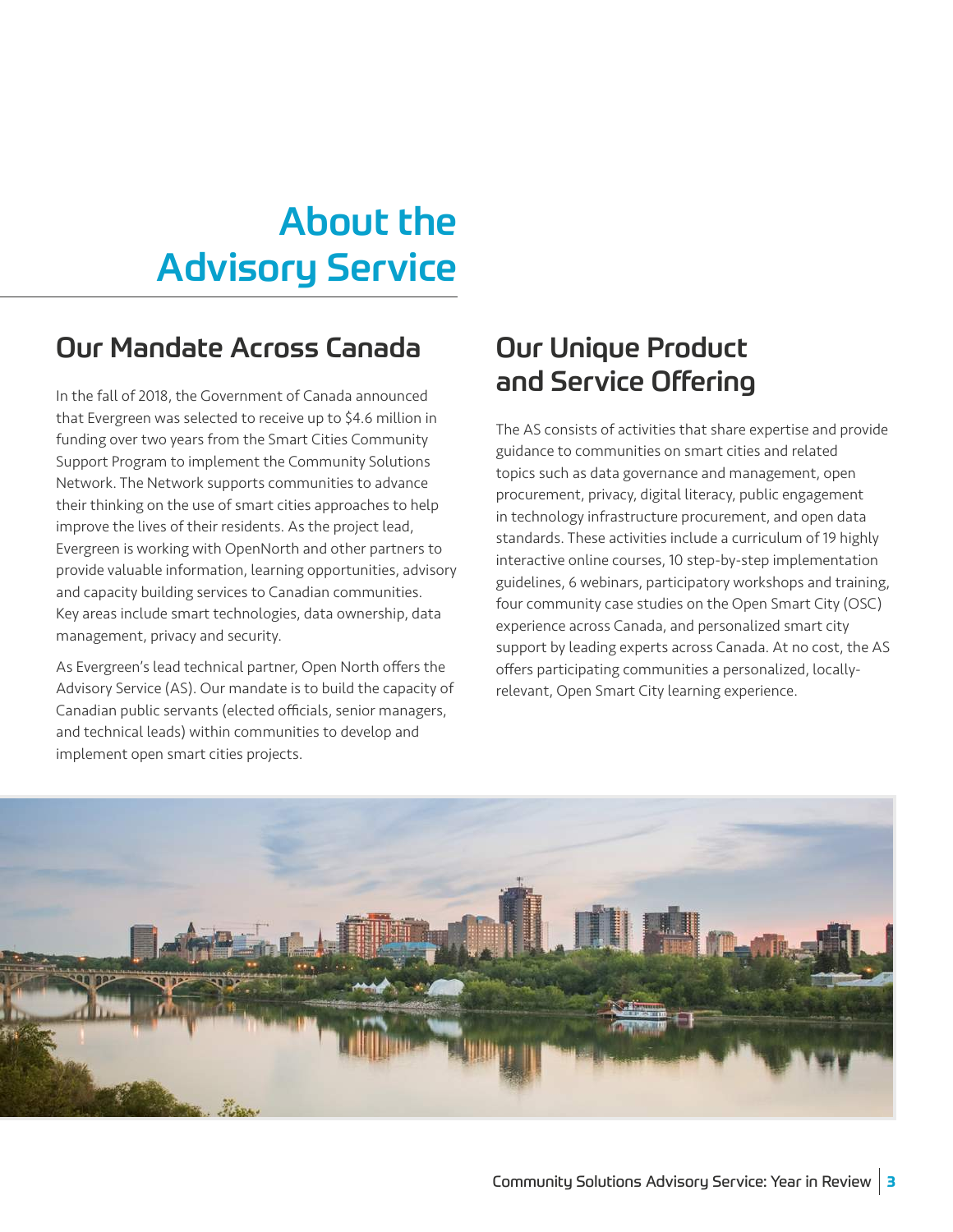# About the Advisory Service

## Our Mandate Across Canada

In the fall of 2018, the Government of Canada announced that Evergreen was selected to receive up to $4.6 million in funding over two years from the Smart Cities Community Support Program to implement the Community Solutions Network. The Network supports communities to advance their thinking on the use of smart cities approaches to help improve the lives of their residents. As the project lead, Evergreen is working with OpenNorth and other partners to provide valuable information, learning opportunities, advisory and capacity building services to Canadian communities. Key areas include smart technologies, data ownership, data management, privacy and security.

As Evergreen's lead technical partner, Open North offers the Advisory Service (AS). Our mandate is to build the capacity of Canadian public servants (elected officials, senior managers, and technical leads) within communities to develop and implement open smart cities projects.

## Our Unique Product and Service Offering

The AS consists of activities that share expertise and provide guidance to communities on smart cities and related topics such as data governance and management, open procurement, privacy, digital literacy, public engagement in technology infrastructure procurement, and open data standards. These activities include a curriculum of 19 highly interactive online courses, 10 step-by-step implementation guidelines, 6 webinars, participatory workshops and training, four community case studies on the Open Smart City (OSC) experience across Canada, and personalized smart city support by leading experts across Canada. At no cost, the AS offers participating communities a personalized, locally-relevant, Open Smart City learning experience.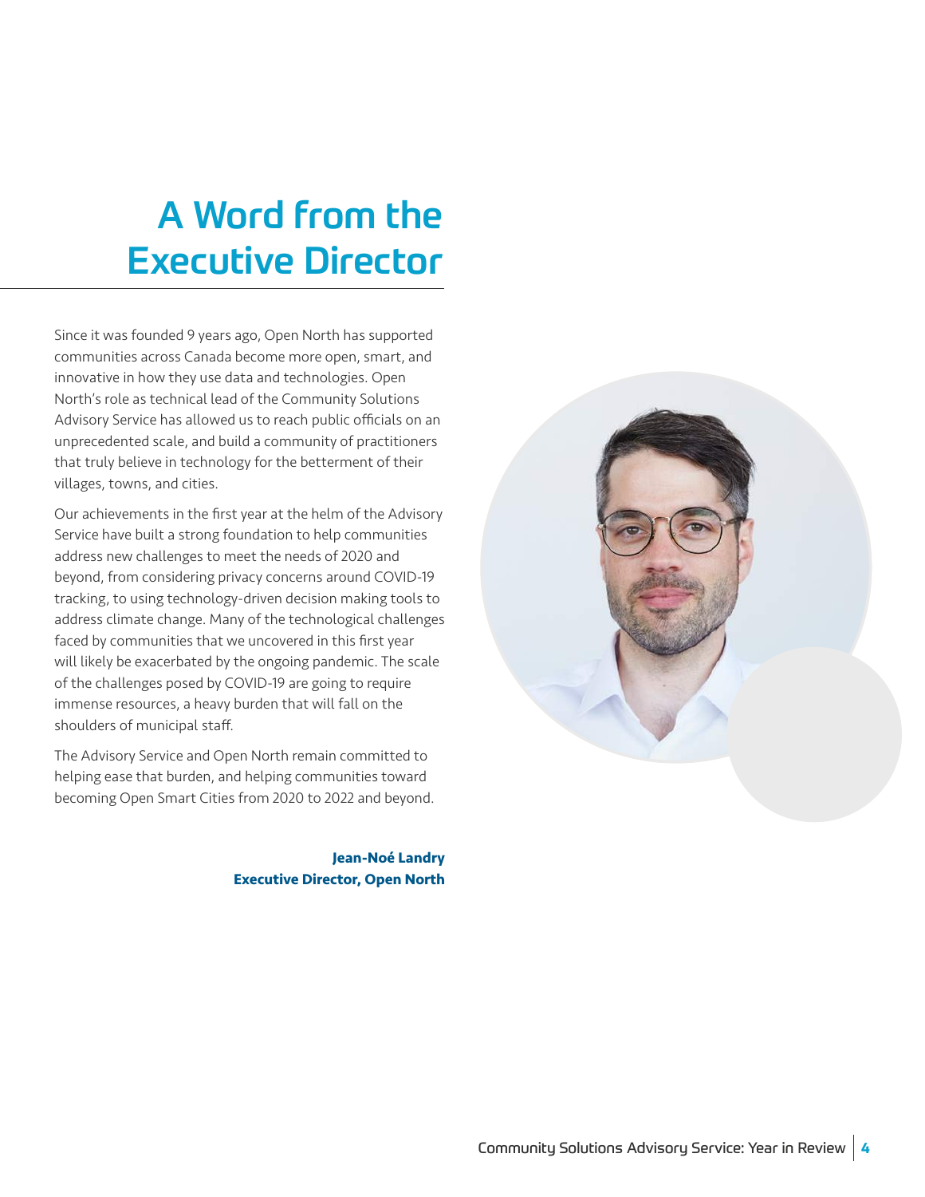# A Word from the Executive Director

Since it was founded 9 years ago, Open North has supported communities across Canada become more open, smart, and innovative in how they use data and technologies. Open North's role as technical lead of the Community Solutions Advisory Service has allowed us to reach public officials on an unprecedented scale, and build a community of practitioners that truly believe in technology for the betterment of their villages, towns, and cities.

Our achievements in the first year at the helm of the Advisory Service have built a strong foundation to help communities address new challenges to meet the needs of 2020 and beyond, from considering privacy concerns around COVID-19 tracking, to using technology-driven decision making tools to address climate change. Many of the technological challenges faced by communities that we uncovered in this first year will likely be exacerbated by the ongoing pandemic. The scale of the challenges posed by COVID-19 are going to require immense resources, a heavy burden that will fall on the shoulders of municipal staff.

The Advisory Service and Open North remain committed to helping ease that burden, and helping communities toward becoming Open Smart Cities from 2020 to 2022 and beyond.

**Jean-Noé Landry**
**Executive Director, Open North**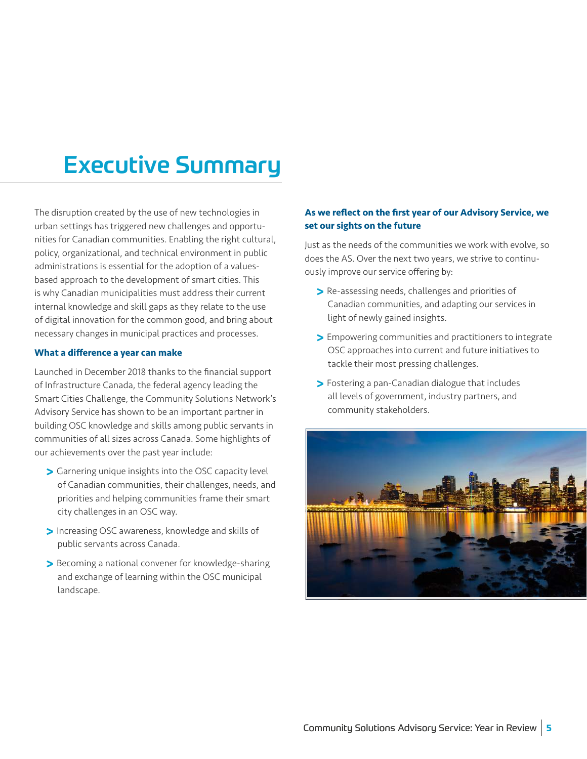# Executive Summary

The disruption created by the use of new technologies in urban settings has triggered new challenges and opportunities for Canadian communities. Enabling the right cultural, policy, organizational, and technical environment in public administrations is essential for the adoption of a values-based approach to the development of smart cities. This is why Canadian municipalities must address their current internal knowledge and skill gaps as they relate to the use of digital innovation for the common good, and bring about necessary changes in municipal practices and processes.

### What a difference a year can make

Launched in December 2018 thanks to the financial support of Infrastructure Canada, the federal agency leading the Smart Cities Challenge, the Community Solutions Network's Advisory Service has shown to be an important partner in building OSC knowledge and skills among public servants in communities of all sizes across Canada. Some highlights of our achievements over the past year include:

- Garnering unique insights into the OSC capacity level of Canadian communities, their challenges, needs, and priorities and helping communities frame their smart city challenges in an OSC way.
- Increasing OSC awareness, knowledge and skills of public servants across Canada.
- Becoming a national convener for knowledge-sharing and exchange of learning within the OSC municipal landscape.

### As we reflect on the first year of our Advisory Service, we set our sights on the future

Just as the needs of the communities we work with evolve, so does the AS. Over the next two years, we strive to continuously improve our service offering by:

- Re-assessing needs, challenges and priorities of Canadian communities, and adapting our services in light of newly gained insights.
- Empowering communities and practitioners to integrate OSC approaches into current and future initiatives to tackle their most pressing challenges.
- Fostering a pan-Canadian dialogue that includes all levels of government, industry partners, and community stakeholders.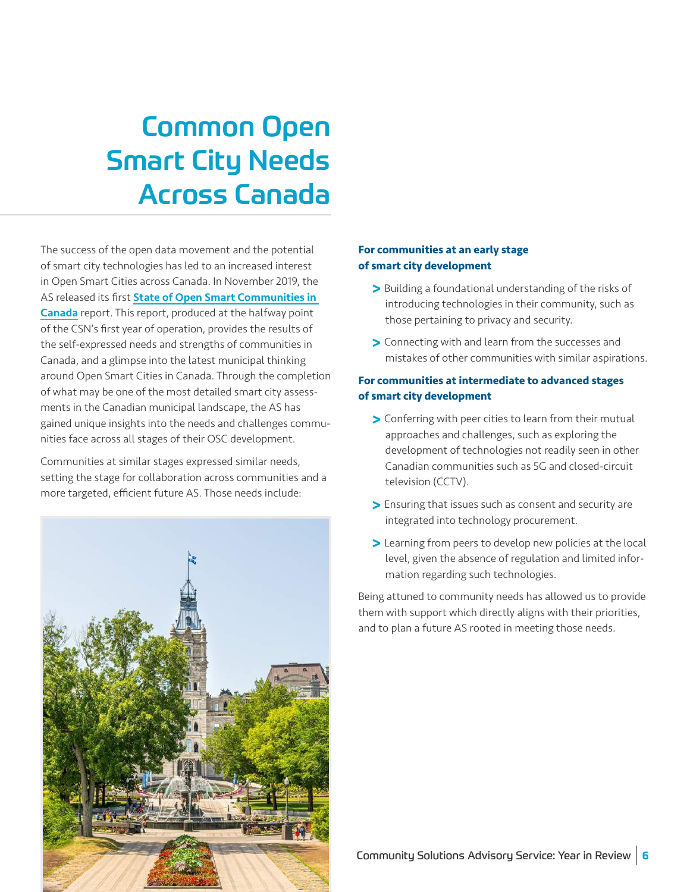# Common Open Smart City Needs Across Canada

The success of the open data movement and the potential of smart city technologies has led to an increased interest in Open Smart Cities across Canada. In November 2019, the AS released its first **State of Open Smart Communities in Canada** report. This report, produced at the halfway point of the CSN's first year of operation, provides the results of the self-expressed needs and strengths of communities in Canada, and a glimpse into the latest municipal thinking around Open Smart Cities in Canada. Through the completion of what may be one of the most detailed smart city assessments in the Canadian municipal landscape, the AS has gained unique insights into the needs and challenges communities face across all stages of their OSC development.

Communities at similar stages expressed similar needs, setting the stage for collaboration across communities and a more targeted, efficient future AS. Those needs include:

**For communities at an early stage of smart city development**

- Building a foundational understanding of the risks of introducing technologies in their community, such as those pertaining to privacy and security.
- Connecting with and learn from the successes and mistakes of other communities with similar aspirations.

**For communities at intermediate to advanced stages of smart city development**

- Conferring with peer cities to learn from their mutual approaches and challenges, such as exploring the development of technologies not readily seen in other Canadian communities such as 5G and closed-circuit television (CCTV).
- Ensuring that issues such as consent and security are integrated into technology procurement.
- Learning from peers to develop new policies at the local level, given the absence of regulation and limited information regarding such technologies.

Being attuned to community needs has allowed us to provide them with support which directly aligns with their priorities, and to plan a future AS rooted in meeting those needs.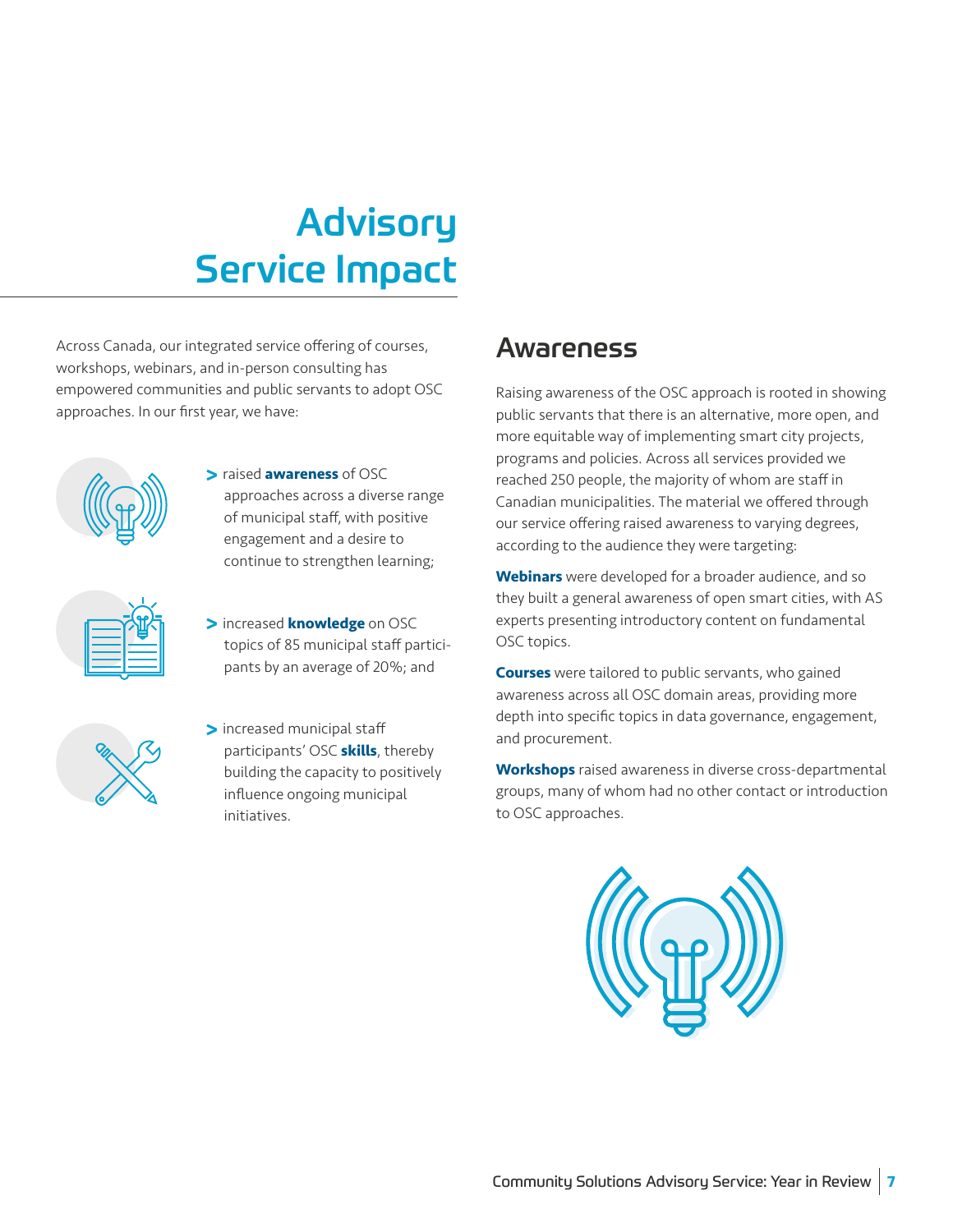# Advisory Service Impact

Across Canada, our integrated service offering of courses, workshops, webinars, and in-person consulting has empowered communities and public servants to adopt OSC approaches. In our first year, we have:

- raised **awareness** of OSC approaches across a diverse range of municipal staff, with positive engagement and a desire to continue to strengthen learning;
- increased **knowledge** on OSC topics of 85 municipal staff participants by an average of 20%; and
- increased municipal staff participants' OSC **skills**, thereby building the capacity to positively influence ongoing municipal initiatives.

## Awareness

Raising awareness of the OSC approach is rooted in showing public servants that there is an alternative, more open, and more equitable way of implementing smart city projects, programs and policies. Across all services provided we reached 250 people, the majority of whom are staff in Canadian municipalities. The material we offered through our service offering raised awareness to varying degrees, according to the audience they were targeting:

**Webinars** were developed for a broader audience, and so they built a general awareness of open smart cities, with AS experts presenting introductory content on fundamental OSC topics.

**Courses** were tailored to public servants, who gained awareness across all OSC domain areas, providing more depth into specific topics in data governance, engagement, and procurement.

**Workshops** raised awareness in diverse cross-departmental groups, many of whom had no other contact or introduction to OSC approaches.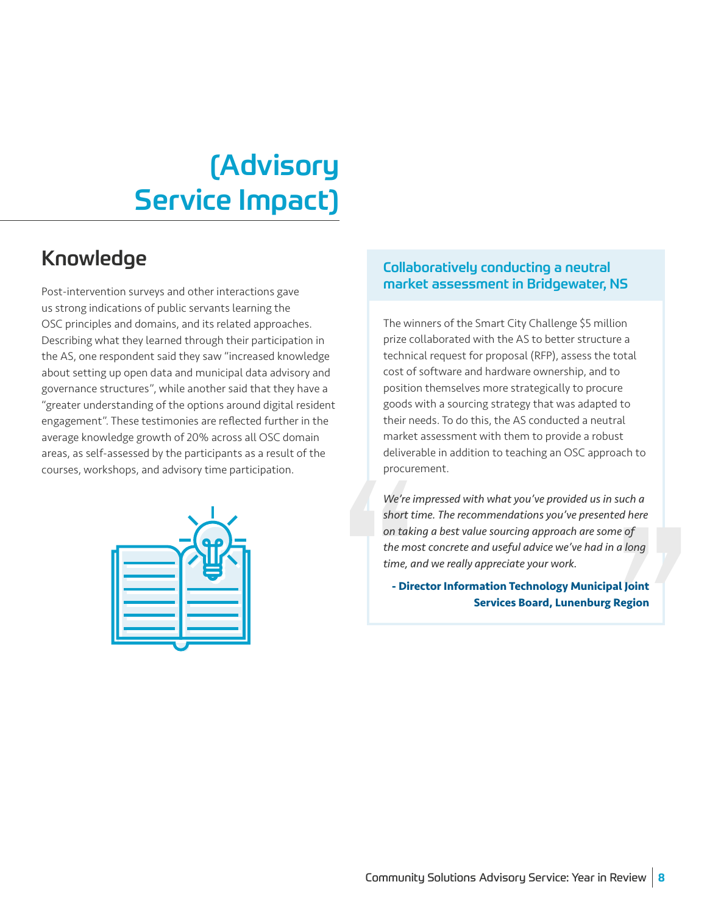# (Advisory Service Impact)

## Knowledge

Post-intervention surveys and other interactions gave us strong indications of public servants learning the OSC principles and domains, and its related approaches. Describing what they learned through their participation in the AS, one respondent said they saw "increased knowledge about setting up open data and municipal data advisory and governance structures", while another said that they have a "greater understanding of the options around digital resident engagement". These testimonies are reflected further in the average knowledge growth of 20% across all OSC domain areas, as self-assessed by the participants as a result of the courses, workshops, and advisory time participation.

### Collaboratively conducting a neutral market assessment in Bridgewater, NS

The winners of the Smart City Challenge $5 million prize collaborated with the AS to better structure a technical request for proposal (RFP), assess the total cost of software and hardware ownership, and to position themselves more strategically to procure goods with a sourcing strategy that was adapted to their needs. To do this, the AS conducted a neutral market assessment with them to provide a robust deliverable in addition to teaching an OSC approach to procurement.

*We're impressed with what you've provided us in such a short time. The recommendations you've presented here on taking a best value sourcing approach are some of the most concrete and useful advice we've had in a long time, and we really appreciate your work.*

**- Director Information Technology Municipal Joint Services Board, Lunenburg Region**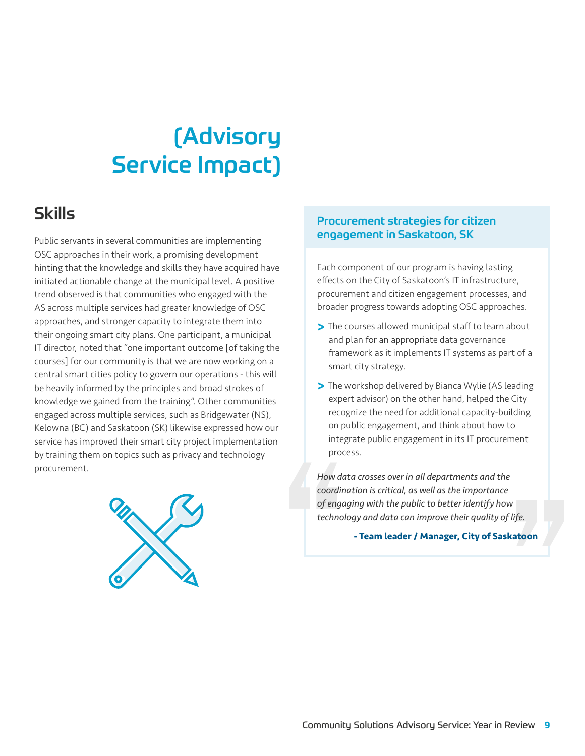# (Advisory Service Impact)

## Skills

Public servants in several communities are implementing OSC approaches in their work, a promising development hinting that the knowledge and skills they have acquired have initiated actionable change at the municipal level. A positive trend observed is that communities who engaged with the AS across multiple services had greater knowledge of OSC approaches, and stronger capacity to integrate them into their ongoing smart city plans. One participant, a municipal IT director, noted that "one important outcome [of taking the courses] for our community is that we are now working on a central smart cities policy to govern our operations - this will be heavily informed by the principles and broad strokes of knowledge we gained from the training". Other communities engaged across multiple services, such as Bridgewater (NS), Kelowna (BC) and Saskatoon (SK) likewise expressed how our service has improved their smart city project implementation by training them on topics such as privacy and technology procurement.

### Procurement strategies for citizen engagement in Saskatoon, SK

Each component of our program is having lasting effects on the City of Saskatoon's IT infrastructure, procurement and citizen engagement processes, and broader progress towards adopting OSC approaches.

- The courses allowed municipal staff to learn about and plan for an appropriate data governance framework as it implements IT systems as part of a smart city strategy.
- The workshop delivered by Bianca Wylie (AS leading expert advisor) on the other hand, helped the City recognize the need for additional capacity-building on public engagement, and think about how to integrate public engagement in its IT procurement process.

> *How data crosses over in all departments and the coordination is critical, as well as the importance of engaging with the public to better identify how technology and data can improve their quality of life.*
>
> **- Team leader / Manager, City of Saskatoon**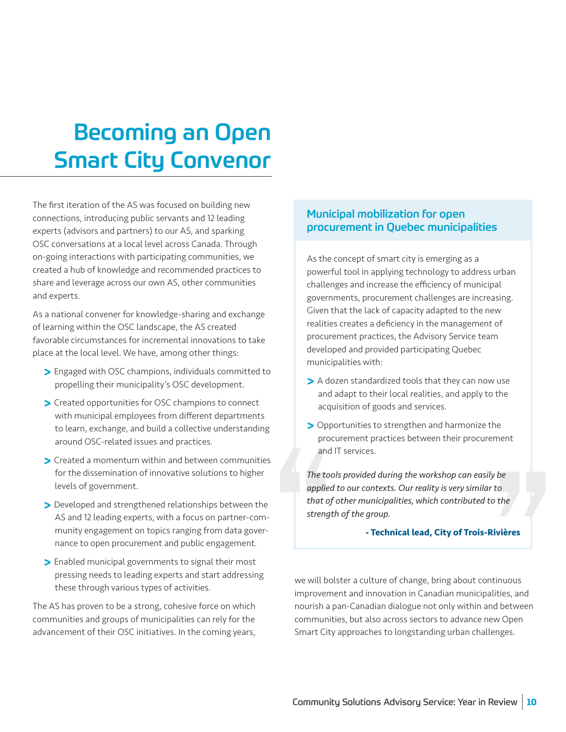# Becoming an Open Smart City Convenor

The first iteration of the AS was focused on building new connections, introducing public servants and 12 leading experts (advisors and partners) to our AS, and sparking OSC conversations at a local level across Canada. Through on-going interactions with participating communities, we created a hub of knowledge and recommended practices to share and leverage across our own AS, other communities and experts.

As a national convener for knowledge-sharing and exchange of learning within the OSC landscape, the AS created favorable circumstances for incremental innovations to take place at the local level. We have, among other things:

- Engaged with OSC champions, individuals committed to propelling their municipality's OSC development.
- Created opportunities for OSC champions to connect with municipal employees from different departments to learn, exchange, and build a collective understanding around OSC-related issues and practices.
- Created a momentum within and between communities for the dissemination of innovative solutions to higher levels of government.
- Developed and strengthened relationships between the AS and 12 leading experts, with a focus on partner-community engagement on topics ranging from data governance to open procurement and public engagement.
- Enabled municipal governments to signal their most pressing needs to leading experts and start addressing these through various types of activities.

The AS has proven to be a strong, cohesive force on which communities and groups of municipalities can rely for the advancement of their OSC initiatives. In the coming years, we will bolster a culture of change, bring about continuous improvement and innovation in Canadian municipalities, and nourish a pan-Canadian dialogue not only within and between communities, but also across sectors to advance new Open Smart City approaches to longstanding urban challenges.

## Municipal mobilization for open procurement in Quebec municipalities

As the concept of smart city is emerging as a powerful tool in applying technology to address urban challenges and increase the efficiency of municipal governments, procurement challenges are increasing. Given that the lack of capacity adapted to the new realities creates a deficiency in the management of procurement practices, the Advisory Service team developed and provided participating Quebec municipalities with:

- A dozen standardized tools that they can now use and adapt to their local realities, and apply to the acquisition of goods and services.
- Opportunities to strengthen and harmonize the procurement practices between their procurement and IT services.

*The tools provided during the workshop can easily be applied to our contexts. Our reality is very similar to that of other municipalities, which contributed to the strength of the group.*

**- Technical lead, City of Trois-Rivières**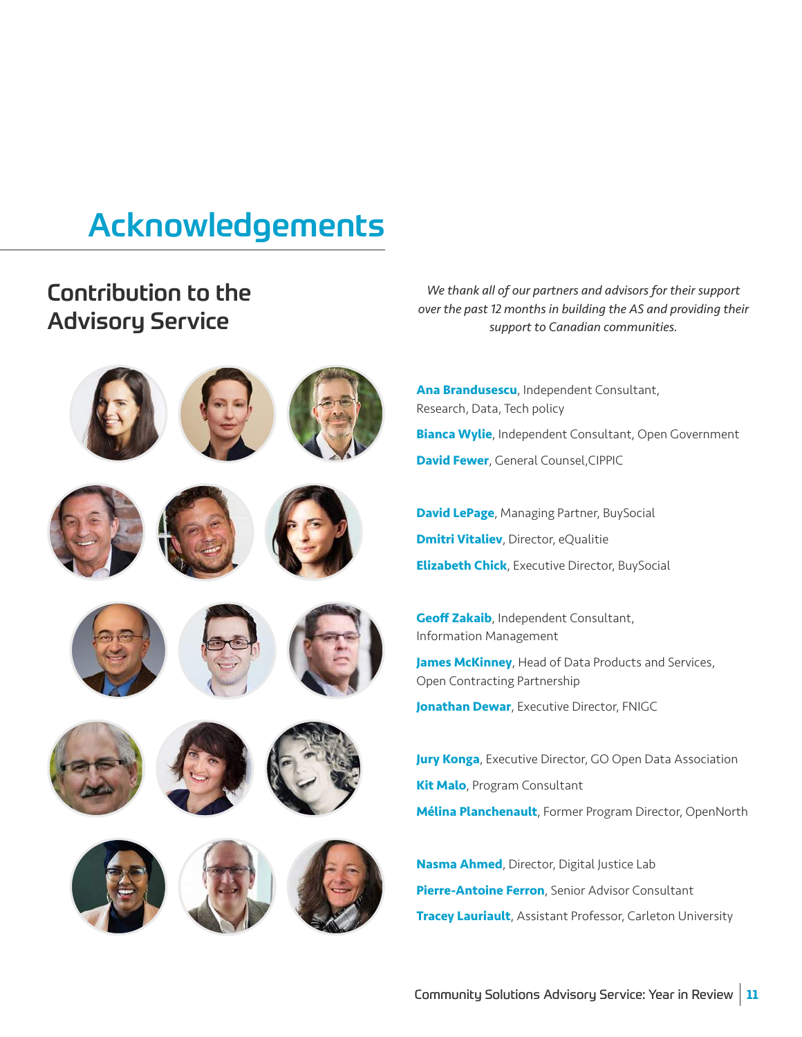# Acknowledgements

## Contribution to the Advisory Service

*We thank all of our partners and advisors for their support over the past 12 months in building the AS and providing their support to Canadian communities.*

**Ana Brandusescu**, Independent Consultant, Research, Data, Tech policy

**Bianca Wylie**, Independent Consultant, Open Government

**David Fewer**, General Counsel,CIPPIC

**David LePage**, Managing Partner, BuySocial

**Dmitri Vitaliev**, Director, eQualitie

**Elizabeth Chick**, Executive Director, BuySocial

**Geoff Zakaib**, Independent Consultant, Information Management

**James McKinney**, Head of Data Products and Services, Open Contracting Partnership

**Jonathan Dewar**, Executive Director, FNIGC

**Jury Konga**, Executive Director, GO Open Data Association

**Kit Malo**, Program Consultant

**Mélina Planchenault**, Former Program Director, OpenNorth

**Nasma Ahmed**, Director, Digital Justice Lab

**Pierre-Antoine Ferron**, Senior Advisor Consultant

**Tracey Lauriault**, Assistant Professor, Carleton University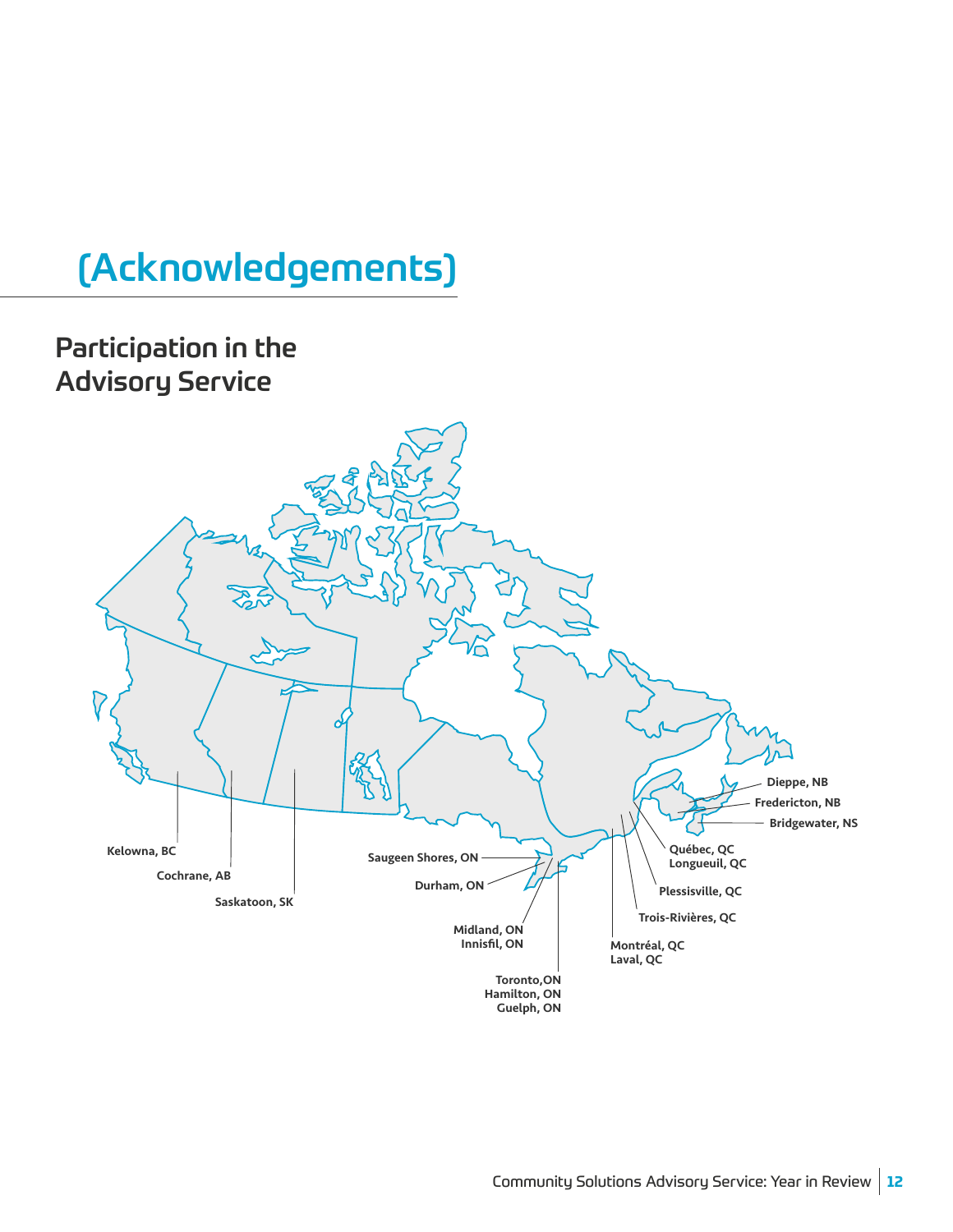# (Acknowledgements)

## Participation in the Advisory Service

Kelowna, BC

Cochrane, AB

Saskatoon, SK

Saugeen Shores, ON

Durham, ON

Midland, ON
Innisfil, ON

Toronto,ON
Hamilton, ON
Guelph, ON

Montréal, QC
Laval, QC

Trois-Rivières, QC

Plessisville, QC

Québec, QC
Longueuil, QC

Dieppe, NB

Fredericton, NB

Bridgewater, NS